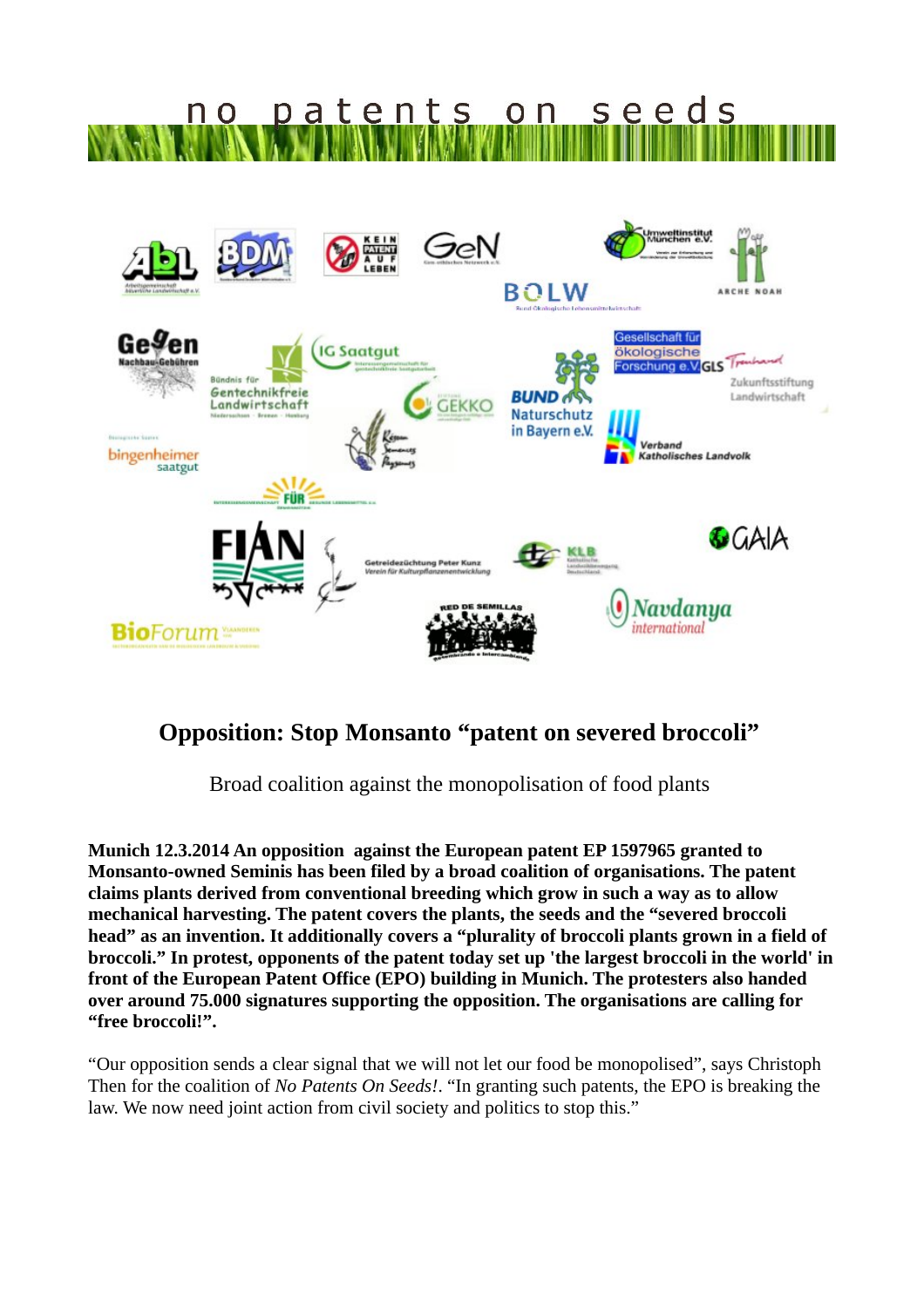no patents on seeds

# Opposition: Stop Monsanto "patent on severed broccoli"

Broad coalition against the monopolisation of food plants

**Munich 12.3.2014 An opposition against the European patent EP 1597965 granted to Monsanto-owned Seminis has been filed by a broad coalition of organisations. The patent claims plants derived from conventional breeding which grow in such a way as to allow mechanical harvesting. The patent covers the plants, the seeds and the "severed broccoli head" as an invention. It additionally covers a "plurality of broccoli plants grown in a field of broccoli." In protest, opponents of the patent today set up 'the largest broccoli in the world' in front of the European Patent Office (EPO) building in Munich. The protesters also handed over around 75.000 signatures supporting the opposition. The organisations are calling for "free broccoli!".**

"Our opposition sends a clear signal that we will not let our food be monopolised", says Christoph Then for the coalition of *No Patents On Seeds!*. "In granting such patents, the EPO is breaking the law. We now need joint action from civil society and politics to stop this."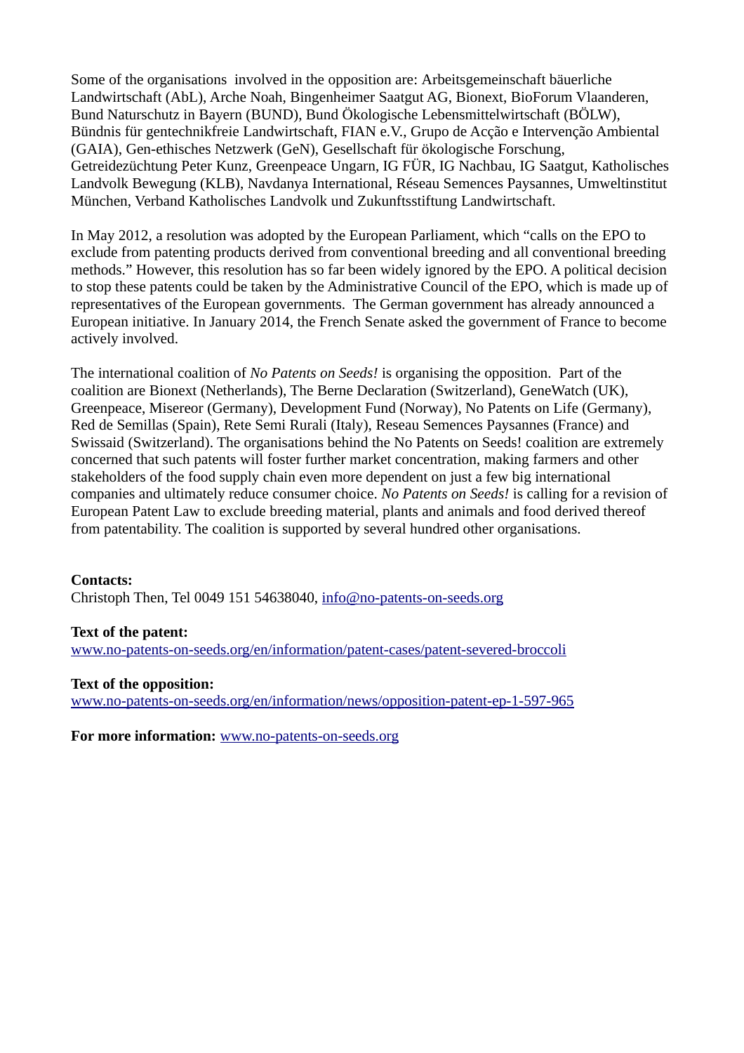Some of the organisations  involved in the opposition are: Arbeitsgemeinschaft bäuerliche Landwirtschaft (AbL), Arche Noah, Bingenheimer Saatgut AG, Bionext, BioForum Vlaanderen, Bund Naturschutz in Bayern (BUND), Bund Ökologische Lebensmittelwirtschaft (BÖLW), Bündnis für gentechnikfreie Landwirtschaft, FIAN e.V., Grupo de Acção e Intervenção Ambiental (GAIA), Gen-ethisches Netzwerk (GeN), Gesellschaft für ökologische Forschung, Getreidezüchtung Peter Kunz, Greenpeace Ungarn, IG FÜR, IG Nachbau, IG Saatgut, Katholisches Landvolk Bewegung (KLB), Navdanya International, Réseau Semences Paysannes, Umweltinstitut München, Verband Katholisches Landvolk und Zukunftsstiftung Landwirtschaft.

In May 2012, a resolution was adopted by the European Parliament, which "calls on the EPO to exclude from patenting products derived from conventional breeding and all conventional breeding methods." However, this resolution has so far been widely ignored by the EPO. A political decision to stop these patents could be taken by the Administrative Council of the EPO, which is made up of representatives of the European governments.  The German government has already announced a European initiative. In January 2014, the French Senate asked the government of France to become actively involved.

The international coalition of *No Patents on Seeds!* is organising the opposition.  Part of the coalition are Bionext (Netherlands), The Berne Declaration (Switzerland), GeneWatch (UK), Greenpeace, Misereor (Germany), Development Fund (Norway), No Patents on Life (Germany), Red de Semillas (Spain), Rete Semi Rurali (Italy), Reseau Semences Paysannes (France) and Swissaid (Switzerland). The organisations behind the No Patents on Seeds! coalition are extremely concerned that such patents will foster further market concentration, making farmers and other stakeholders of the food supply chain even more dependent on just a few big international companies and ultimately reduce consumer choice. *No Patents on Seeds!* is calling for a revision of European Patent Law to exclude breeding material, plants and animals and food derived thereof from patentability. The coalition is supported by several hundred other organisations.

**Contacts:**
Christoph Then, Tel 0049 151 54638040, info@no-patents-on-seeds.org

**Text of the patent:**
www.no-patents-on-seeds.org/en/information/patent-cases/patent-severed-broccoli

**Text of the opposition:**
www.no-patents-on-seeds.org/en/information/news/opposition-patent-ep-1-597-965

**For more information:** www.no-patents-on-seeds.org